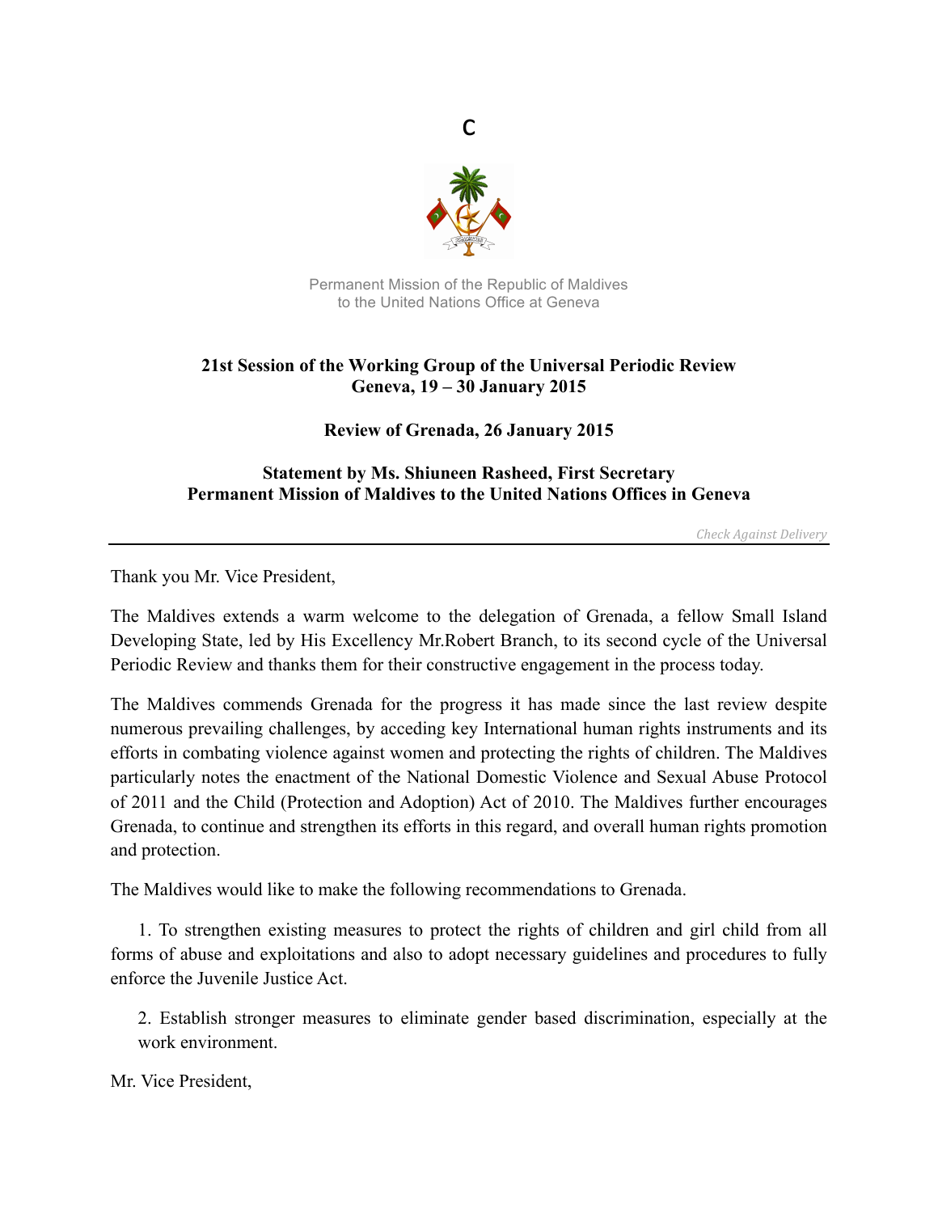C

Permanent Mission of the Republic of Maldives
to the United Nations Office at Geneva

**21st Session of the Working Group of the Universal Periodic Review**
**Geneva, 19 – 30 January 2015**

**Review of Grenada, 26 January 2015**

**Statement by Ms. Shiuneen Rasheed, First Secretary**
**Permanent Mission of Maldives to the United Nations Offices in Geneva**

*Check Against Delivery*

---

Thank you Mr. Vice President,

The Maldives extends a warm welcome to the delegation of Grenada, a fellow Small Island Developing State, led by His Excellency Mr.Robert Branch, to its second cycle of the Universal Periodic Review and thanks them for their constructive engagement in the process today.

The Maldives commends Grenada for the progress it has made since the last review despite numerous prevailing challenges, by acceding key International human rights instruments and its efforts in combating violence against women and protecting the rights of children. The Maldives particularly notes the enactment of the National Domestic Violence and Sexual Abuse Protocol of 2011 and the Child (Protection and Adoption) Act of 2010. The Maldives further encourages Grenada, to continue and strengthen its efforts in this regard, and overall human rights promotion and protection.

The Maldives would like to make the following recommendations to Grenada.

1. To strengthen existing measures to protect the rights of children and girl child from all forms of abuse and exploitations and also to adopt necessary guidelines and procedures to fully enforce the Juvenile Justice Act.

2. Establish stronger measures to eliminate gender based discrimination, especially at the work environment.

Mr. Vice President,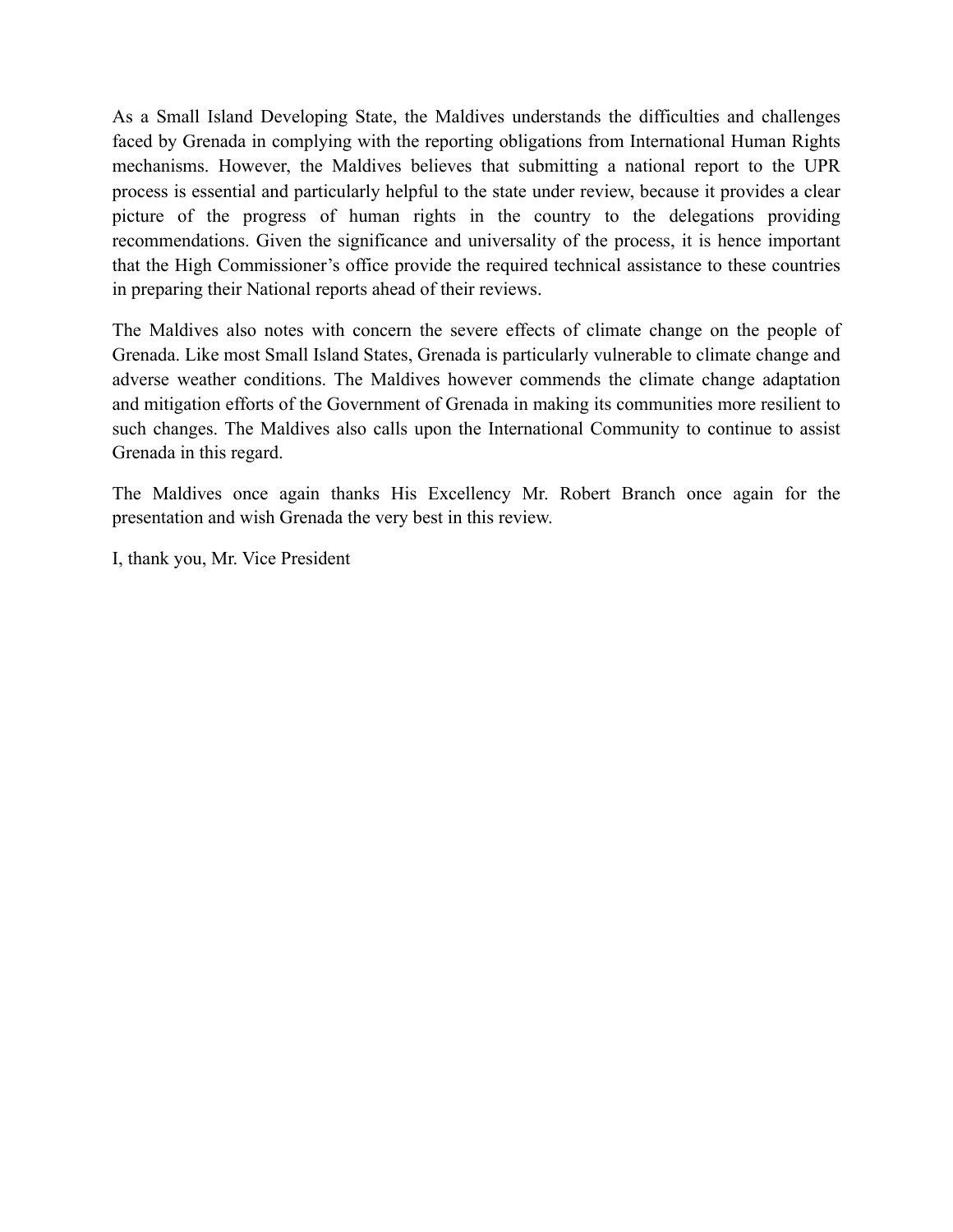As a Small Island Developing State, the Maldives understands the difficulties and challenges faced by Grenada in complying with the reporting obligations from International Human Rights mechanisms. However, the Maldives believes that submitting a national report to the UPR process is essential and particularly helpful to the state under review, because it provides a clear picture of the progress of human rights in the country to the delegations providing recommendations. Given the significance and universality of the process, it is hence important that the High Commissioner's office provide the required technical assistance to these countries in preparing their National reports ahead of their reviews.

The Maldives also notes with concern the severe effects of climate change on the people of Grenada. Like most Small Island States, Grenada is particularly vulnerable to climate change and adverse weather conditions. The Maldives however commends the climate change adaptation and mitigation efforts of the Government of Grenada in making its communities more resilient to such changes. The Maldives also calls upon the International Community to continue to assist Grenada in this regard.

The Maldives once again thanks His Excellency Mr. Robert Branch once again for the presentation and wish Grenada the very best in this review.

I, thank you, Mr. Vice President